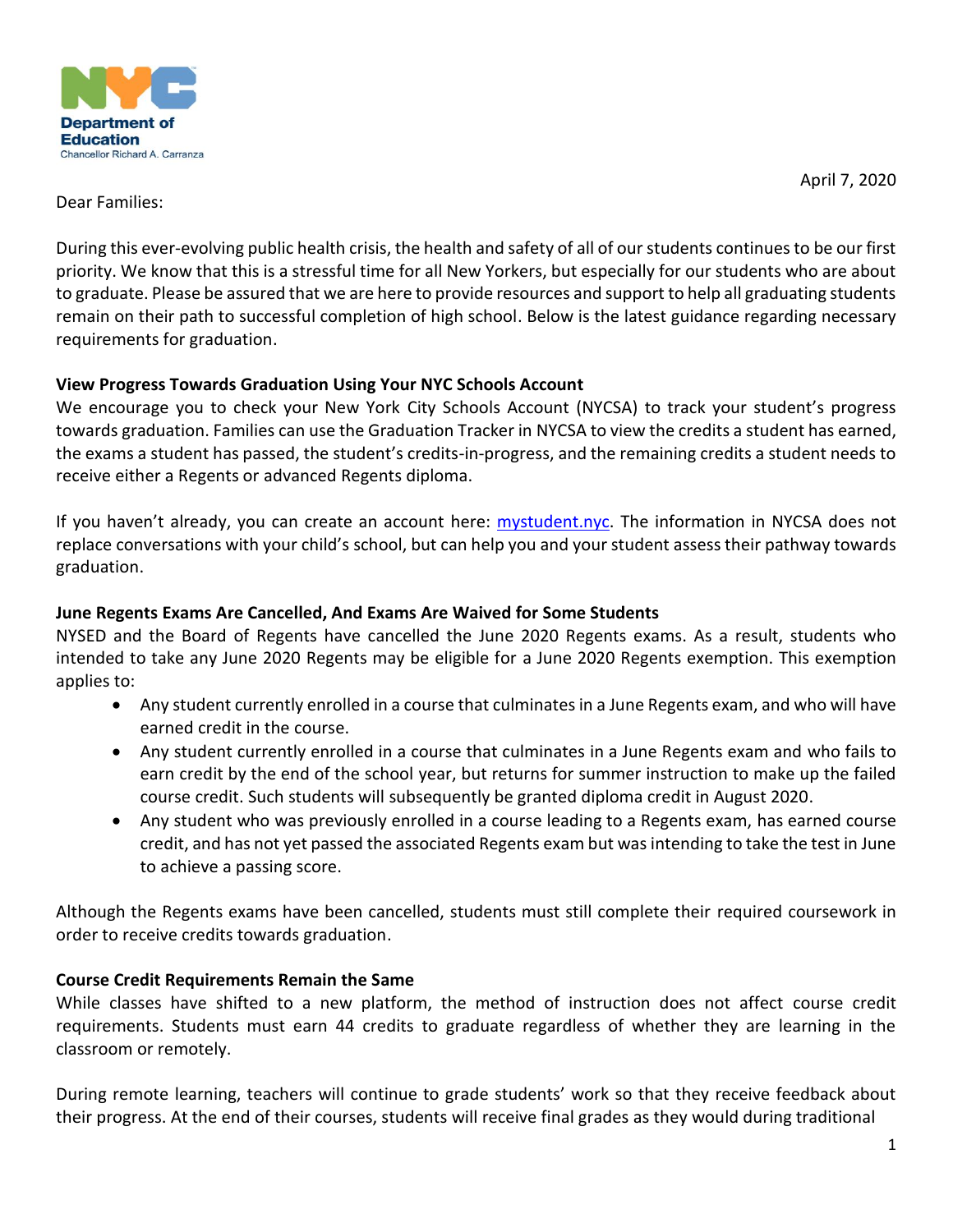NYC Department of Education
Chancellor Richard A. Carranza

April 7, 2020

Dear Families:

During this ever-evolving public health crisis, the health and safety of all of our students continues to be our first priority. We know that this is a stressful time for all New Yorkers, but especially for our students who are about to graduate. Please be assured that we are here to provide resources and support to help all graduating students remain on their path to successful completion of high school. Below is the latest guidance regarding necessary requirements for graduation.

**View Progress Towards Graduation Using Your NYC Schools Account**

We encourage you to check your New York City Schools Account (NYCSA) to track your student's progress towards graduation. Families can use the Graduation Tracker in NYCSA to view the credits a student has earned, the exams a student has passed, the student's credits-in-progress, and the remaining credits a student needs to receive either a Regents or advanced Regents diploma.

If you haven't already, you can create an account here: [mystudent.nyc](mystudent.nyc). The information in NYCSA does not replace conversations with your child's school, but can help you and your student assess their pathway towards graduation.

**June Regents Exams Are Cancelled, And Exams Are Waived for Some Students**

NYSED and the Board of Regents have cancelled the June 2020 Regents exams. As a result, students who intended to take any June 2020 Regents may be eligible for a June 2020 Regents exemption. This exemption applies to:

- Any student currently enrolled in a course that culminates in a June Regents exam, and who will have earned credit in the course.
- Any student currently enrolled in a course that culminates in a June Regents exam and who fails to earn credit by the end of the school year, but returns for summer instruction to make up the failed course credit. Such students will subsequently be granted diploma credit in August 2020.
- Any student who was previously enrolled in a course leading to a Regents exam, has earned course credit, and has not yet passed the associated Regents exam but was intending to take the test in June to achieve a passing score.

Although the Regents exams have been cancelled, students must still complete their required coursework in order to receive credits towards graduation.

**Course Credit Requirements Remain the Same**

While classes have shifted to a new platform, the method of instruction does not affect course credit requirements. Students must earn 44 credits to graduate regardless of whether they are learning in the classroom or remotely.

During remote learning, teachers will continue to grade students' work so that they receive feedback about their progress. At the end of their courses, students will receive final grades as they would during traditional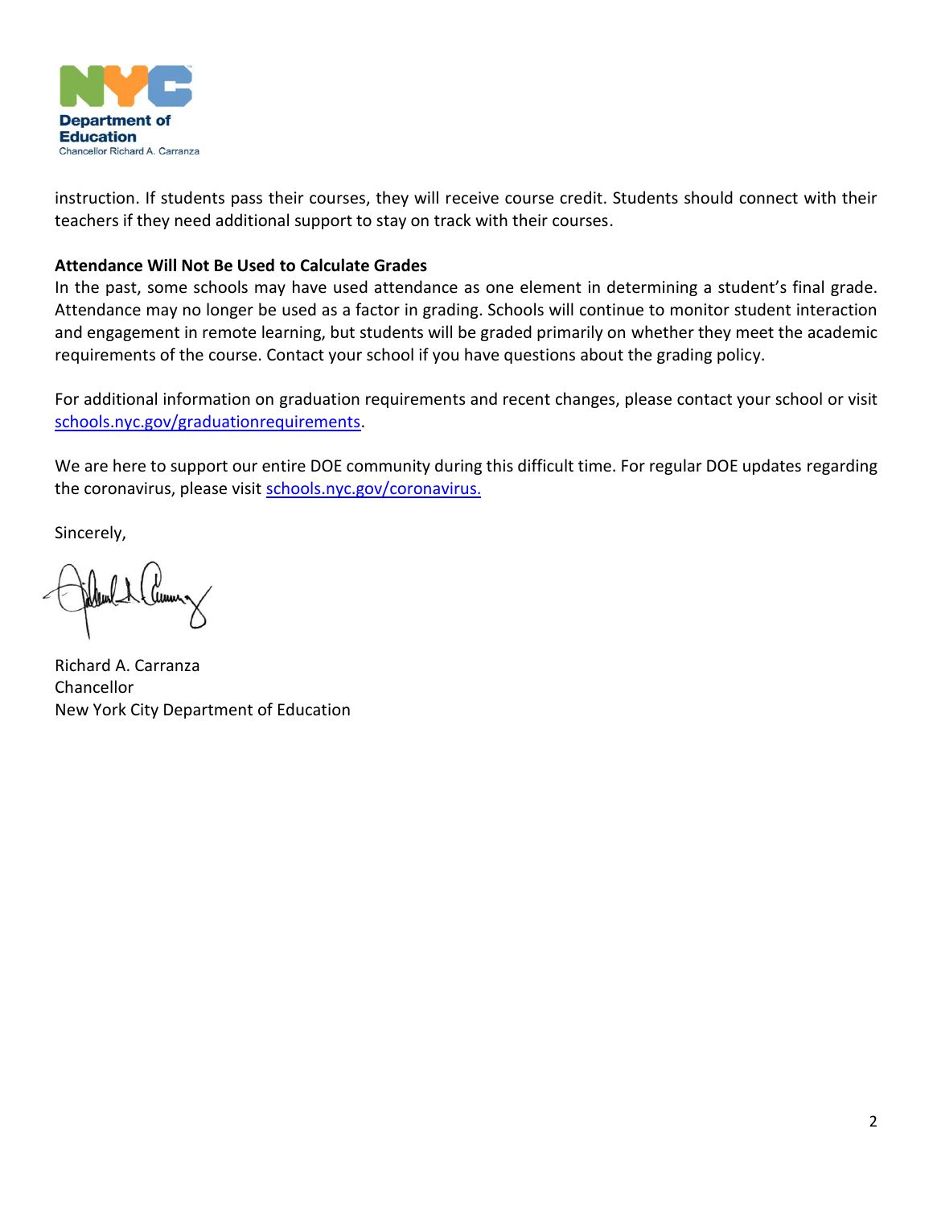instruction. If students pass their courses, they will receive course credit. Students should connect with their teachers if they need additional support to stay on track with their courses.

**Attendance Will Not Be Used to Calculate Grades**

In the past, some schools may have used attendance as one element in determining a student's final grade. Attendance may no longer be used as a factor in grading. Schools will continue to monitor student interaction and engagement in remote learning, but students will be graded primarily on whether they meet the academic requirements of the course. Contact your school if you have questions about the grading policy.

For additional information on graduation requirements and recent changes, please contact your school or visit [schools.nyc.gov/graduationrequirements](schools.nyc.gov/graduationrequirements).

We are here to support our entire DOE community during this difficult time. For regular DOE updates regarding the coronavirus, please visit [schools.nyc.gov/coronavirus.](schools.nyc.gov/coronavirus)

Sincerely,

Richard A. Carranza
Chancellor
New York City Department of Education